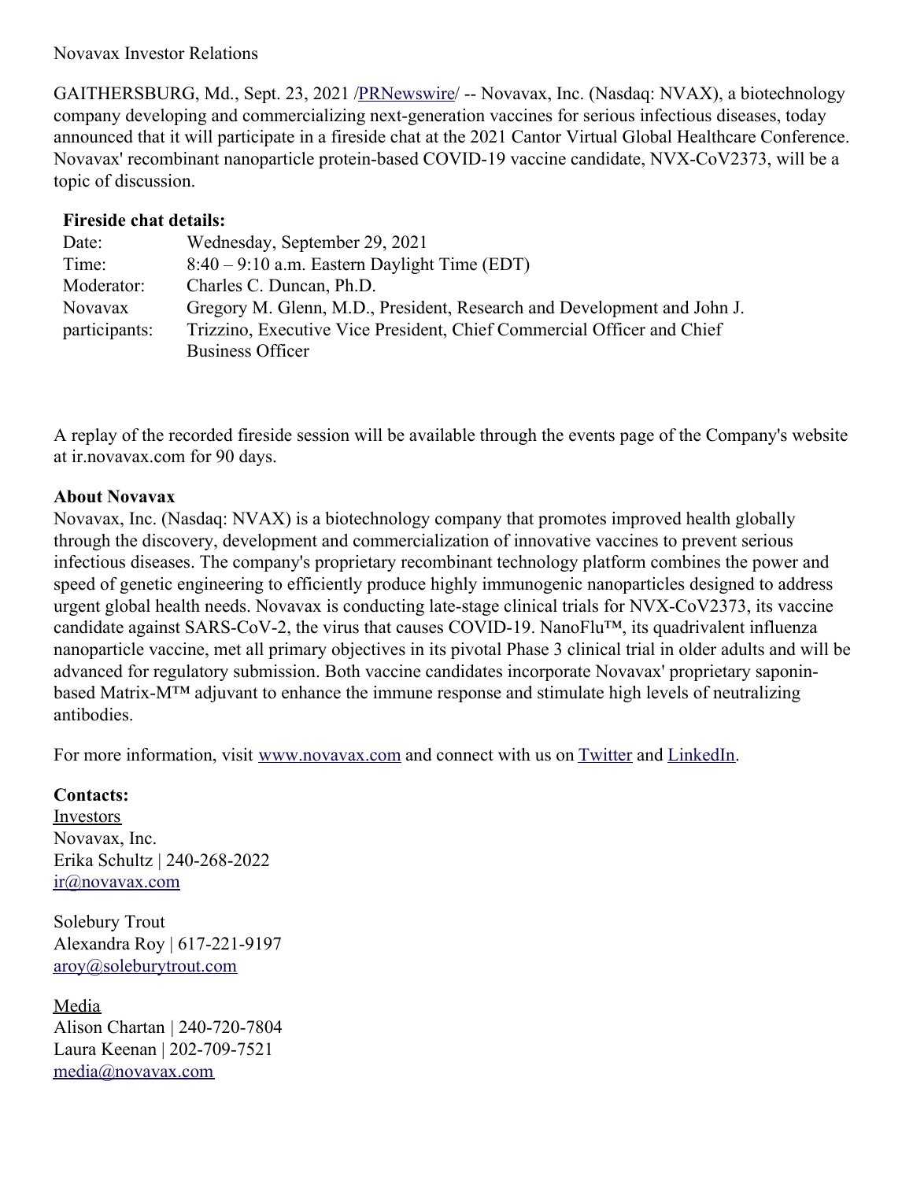Novavax Investor Relations

GAITHERSBURG, Md., Sept. 23, 2021 /[PRNewswire](#)/ -- Novavax, Inc. (Nasdaq: NVAX), a biotechnology company developing and commercializing next-generation vaccines for serious infectious diseases, today announced that it will participate in a fireside chat at the 2021 Cantor Virtual Global Healthcare Conference. Novavax' recombinant nanoparticle protein-based COVID-19 vaccine candidate, NVX-CoV2373, will be a topic of discussion.

**Fireside chat details:**

| | |
|---|---|
| Date: | Wednesday, September 29, 2021 |
| Time: | 8:40 – 9:10 a.m. Eastern Daylight Time (EDT) |
| Moderator: | Charles C. Duncan, Ph.D. |
| Novavax participants: | Gregory M. Glenn, M.D., President, Research and Development and John J. Trizzino, Executive Vice President, Chief Commercial Officer and Chief Business Officer |

A replay of the recorded fireside session will be available through the events page of the Company's website at ir.novavax.com for 90 days.

**About Novavax**

Novavax, Inc. (Nasdaq: NVAX) is a biotechnology company that promotes improved health globally through the discovery, development and commercialization of innovative vaccines to prevent serious infectious diseases. The company's proprietary recombinant technology platform combines the power and speed of genetic engineering to efficiently produce highly immunogenic nanoparticles designed to address urgent global health needs. Novavax is conducting late-stage clinical trials for NVX-CoV2373, its vaccine candidate against SARS-CoV-2, the virus that causes COVID-19. NanoFlu™, its quadrivalent influenza nanoparticle vaccine, met all primary objectives in its pivotal Phase 3 clinical trial in older adults and will be advanced for regulatory submission. Both vaccine candidates incorporate Novavax' proprietary saponin-based Matrix-M™ adjuvant to enhance the immune response and stimulate high levels of neutralizing antibodies.

For more information, visit www.novavax.com and connect with us on Twitter and LinkedIn.

**Contacts:**

Investors
Novavax, Inc.
Erika Schultz | 240-268-2022
ir@novavax.com

Solebury Trout
Alexandra Roy | 617-221-9197
aroy@soleburytrout.com

Media
Alison Chartan | 240-720-7804
Laura Keenan | 202-709-7521
media@novavax.com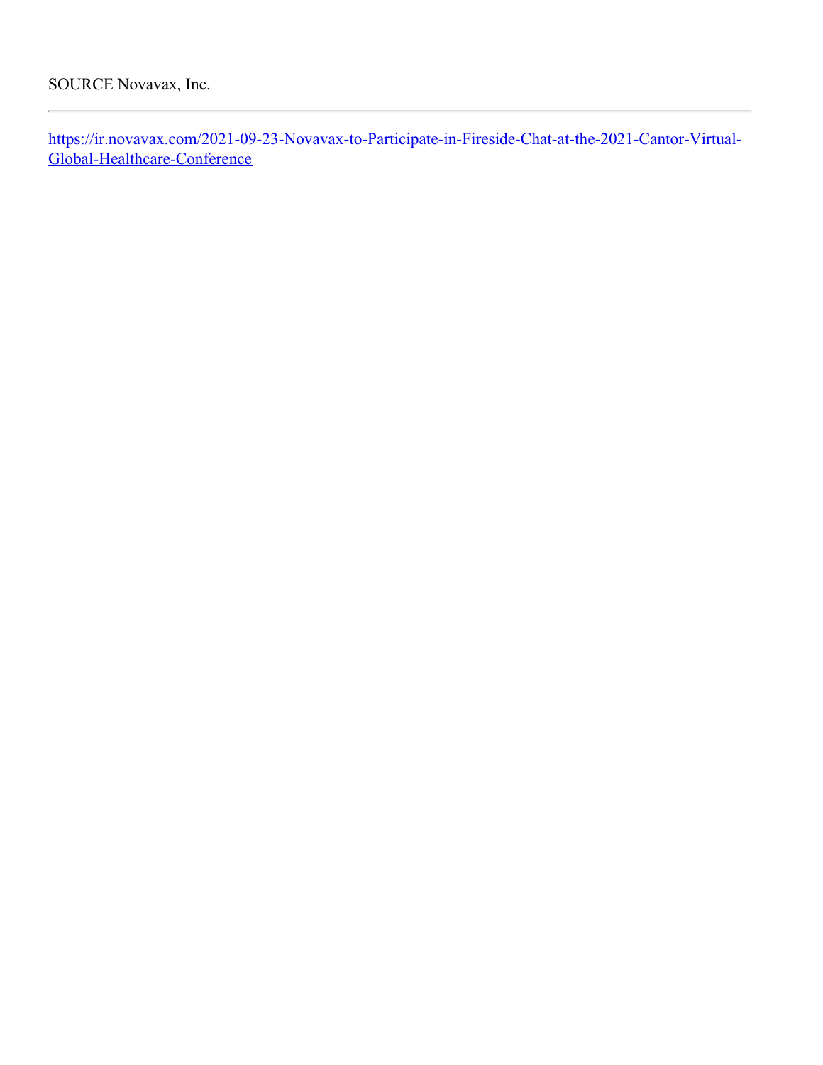SOURCE Novavax, Inc.

---

[https://ir.novavax.com/2021-09-23-Novavax-to-Participate-in-Fireside-Chat-at-the-2021-Cantor-Virtual-Global-Healthcare-Conference](https://ir.novavax.com/2021-09-23-Novavax-to-Participate-in-Fireside-Chat-at-the-2021-Cantor-Virtual-Global-Healthcare-Conference)